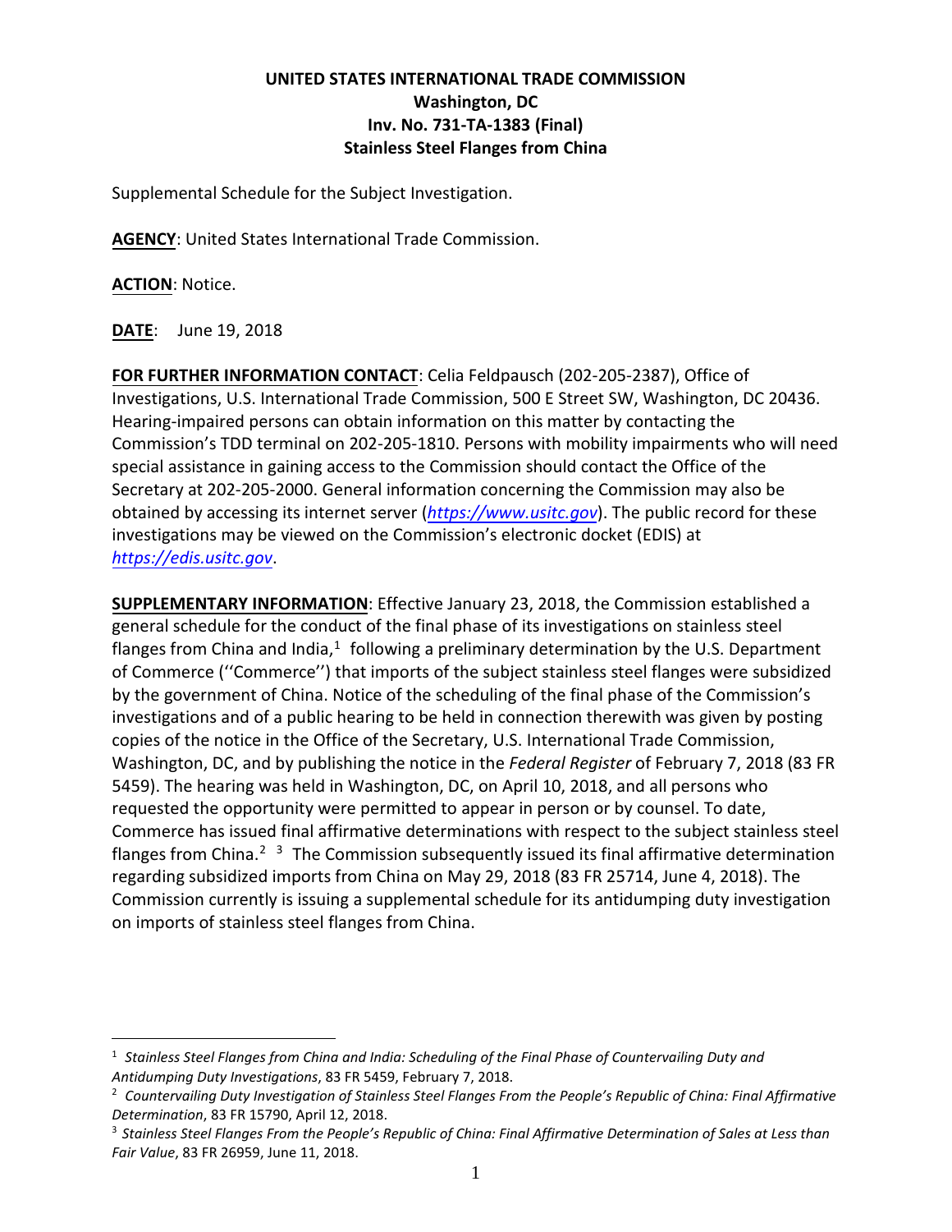**UNITED STATES INTERNATIONAL TRADE COMMISSION**
**Washington, DC**
**Inv. No. 731-TA-1383 (Final)**
**Stainless Steel Flanges from China**

Supplemental Schedule for the Subject Investigation.

**AGENCY**: United States International Trade Commission.

**ACTION**: Notice.

**DATE**: June 19, 2018

**FOR FURTHER INFORMATION CONTACT**: Celia Feldpausch (202-205-2387), Office of Investigations, U.S. International Trade Commission, 500 E Street SW, Washington, DC 20436. Hearing-impaired persons can obtain information on this matter by contacting the Commission's TDD terminal on 202-205-1810. Persons with mobility impairments who will need special assistance in gaining access to the Commission should contact the Office of the Secretary at 202-205-2000. General information concerning the Commission may also be obtained by accessing its internet server (*https://www.usitc.gov*). The public record for these investigations may be viewed on the Commission's electronic docket (EDIS) at *https://edis.usitc.gov*.

**SUPPLEMENTARY INFORMATION**: Effective January 23, 2018, the Commission established a general schedule for the conduct of the final phase of its investigations on stainless steel flanges from China and India,[1] following a preliminary determination by the U.S. Department of Commerce (''Commerce'') that imports of the subject stainless steel flanges were subsidized by the government of China. Notice of the scheduling of the final phase of the Commission's investigations and of a public hearing to be held in connection therewith was given by posting copies of the notice in the Office of the Secretary, U.S. International Trade Commission, Washington, DC, and by publishing the notice in the *Federal Register* of February 7, 2018 (83 FR 5459). The hearing was held in Washington, DC, on April 10, 2018, and all persons who requested the opportunity were permitted to appear in person or by counsel. To date, Commerce has issued final affirmative determinations with respect to the subject stainless steel flanges from China.[2] [3] The Commission subsequently issued its final affirmative determination regarding subsidized imports from China on May 29, 2018 (83 FR 25714, June 4, 2018). The Commission currently is issuing a supplemental schedule for its antidumping duty investigation on imports of stainless steel flanges from China.

---

[1] *Stainless Steel Flanges from China and India: Scheduling of the Final Phase of Countervailing Duty and Antidumping Duty Investigations*, 83 FR 5459, February 7, 2018.

[2] *Countervailing Duty Investigation of Stainless Steel Flanges From the People's Republic of China: Final Affirmative Determination*, 83 FR 15790, April 12, 2018.

[3] *Stainless Steel Flanges From the People's Republic of China: Final Affirmative Determination of Sales at Less than Fair Value*, 83 FR 26959, June 11, 2018.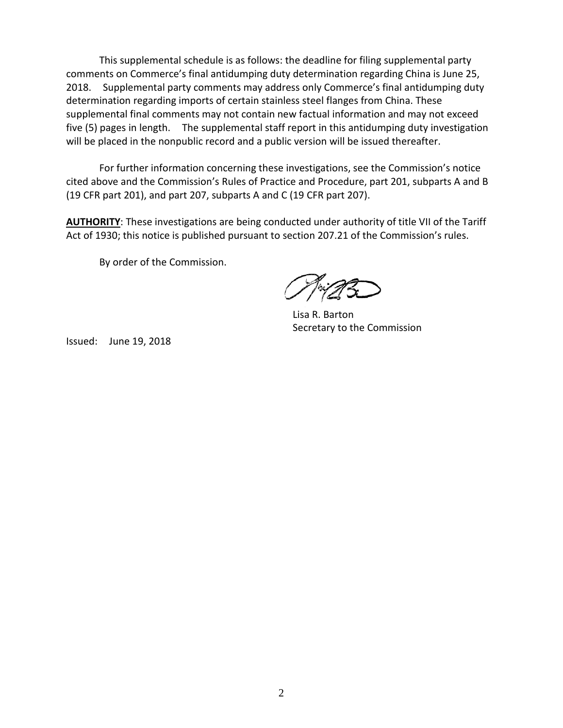This supplemental schedule is as follows: the deadline for filing supplemental party comments on Commerce's final antidumping duty determination regarding China is June 25, 2018. Supplemental party comments may address only Commerce's final antidumping duty determination regarding imports of certain stainless steel flanges from China. These supplemental final comments may not contain new factual information and may not exceed five (5) pages in length. The supplemental staff report in this antidumping duty investigation will be placed in the nonpublic record and a public version will be issued thereafter.

For further information concerning these investigations, see the Commission's notice cited above and the Commission's Rules of Practice and Procedure, part 201, subparts A and B (19 CFR part 201), and part 207, subparts A and C (19 CFR part 207).

**AUTHORITY**: These investigations are being conducted under authority of title VII of the Tariff Act of 1930; this notice is published pursuant to section 207.21 of the Commission's rules.

By order of the Commission.

Lisa R. Barton
Secretary to the Commission

Issued: June 19, 2018